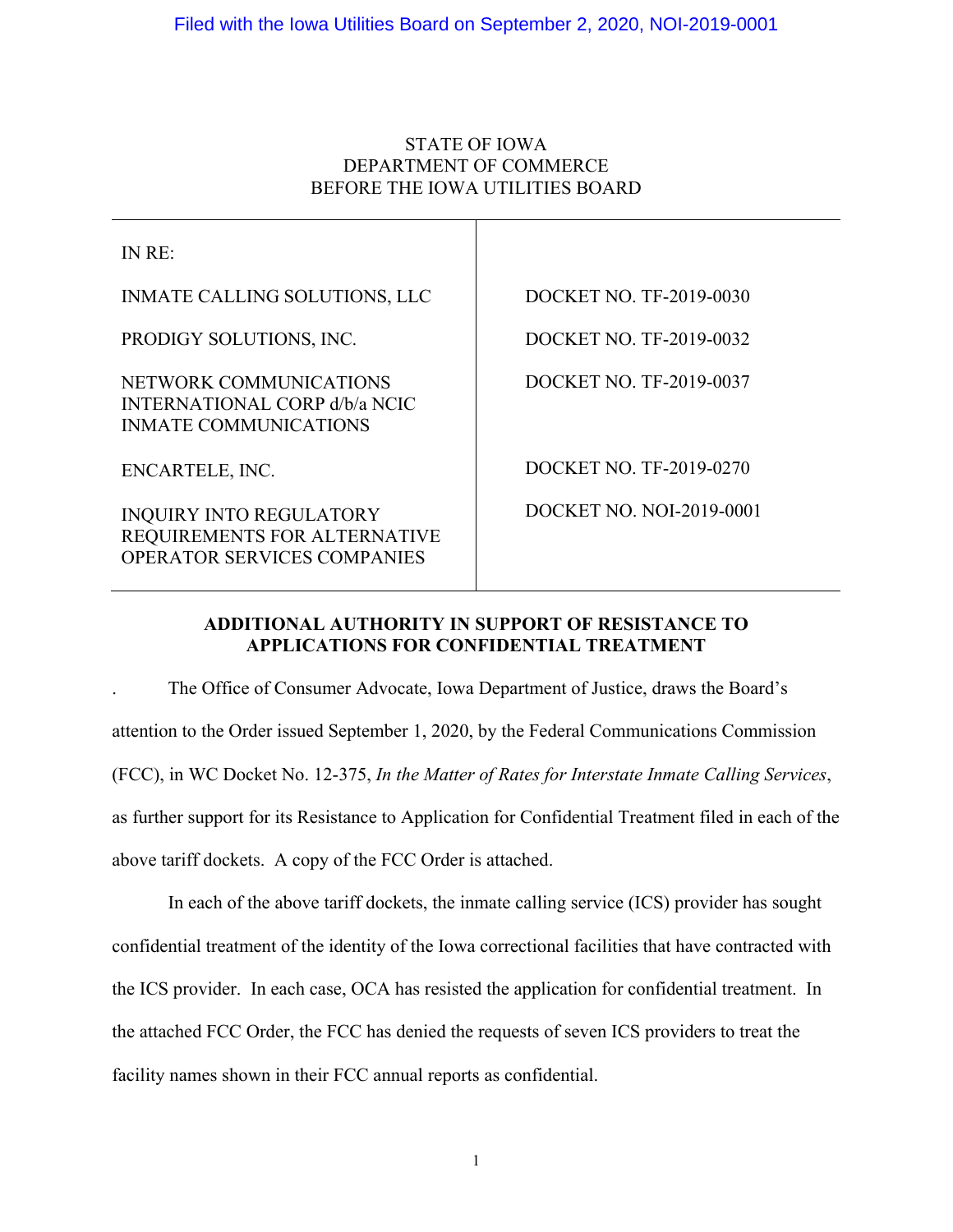Filed with the Iowa Utilities Board on September 2, 2020, NOI-2019-0001

STATE OF IOWA
DEPARTMENT OF COMMERCE
BEFORE THE IOWA UTILITIES BOARD

| IN RE: | |
|---|---|
| INMATE CALLING SOLUTIONS, LLC | DOCKET NO. TF-2019-0030 |
| PRODIGY SOLUTIONS, INC. | DOCKET NO. TF-2019-0032 |
| NETWORK COMMUNICATIONS INTERNATIONAL CORP d/b/a NCIC INMATE COMMUNICATIONS | DOCKET NO. TF-2019-0037 |
| ENCARTELE, INC. | DOCKET NO. TF-2019-0270 |
| INQUIRY INTO REGULATORY REQUIREMENTS FOR ALTERNATIVE OPERATOR SERVICES COMPANIES | DOCKET NO. NOI-2019-0001 |

**ADDITIONAL AUTHORITY IN SUPPORT OF RESISTANCE TO APPLICATIONS FOR CONFIDENTIAL TREATMENT**

. The Office of Consumer Advocate, Iowa Department of Justice, draws the Board's attention to the Order issued September 1, 2020, by the Federal Communications Commission (FCC), in WC Docket No. 12-375, *In the Matter of Rates for Interstate Inmate Calling Services*, as further support for its Resistance to Application for Confidential Treatment filed in each of the above tariff dockets. A copy of the FCC Order is attached.

In each of the above tariff dockets, the inmate calling service (ICS) provider has sought confidential treatment of the identity of the Iowa correctional facilities that have contracted with the ICS provider. In each case, OCA has resisted the application for confidential treatment. In the attached FCC Order, the FCC has denied the requests of seven ICS providers to treat the facility names shown in their FCC annual reports as confidential.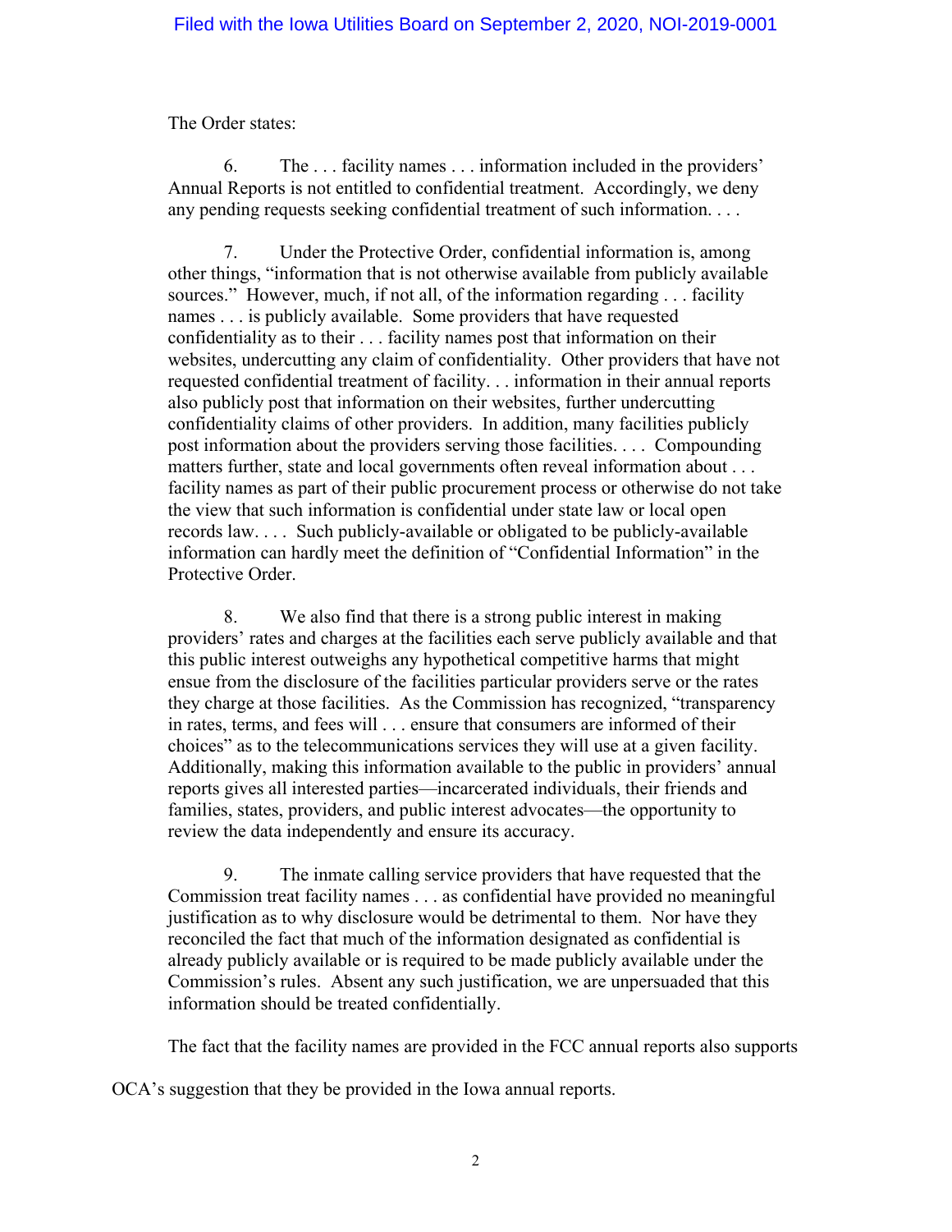The Order states:

> 6. The . . . facility names . . . information included in the providers' Annual Reports is not entitled to confidential treatment. Accordingly, we deny any pending requests seeking confidential treatment of such information. . . .
>
> 7. Under the Protective Order, confidential information is, among other things, "information that is not otherwise available from publicly available sources." However, much, if not all, of the information regarding . . . facility names . . . is publicly available. Some providers that have requested confidentiality as to their . . . facility names post that information on their websites, undercutting any claim of confidentiality. Other providers that have not requested confidential treatment of facility. . . information in their annual reports also publicly post that information on their websites, further undercutting confidentiality claims of other providers. In addition, many facilities publicly post information about the providers serving those facilities. . . . Compounding matters further, state and local governments often reveal information about . . . facility names as part of their public procurement process or otherwise do not take the view that such information is confidential under state law or local open records law. . . . Such publicly-available or obligated to be publicly-available information can hardly meet the definition of "Confidential Information" in the Protective Order.
>
> 8. We also find that there is a strong public interest in making providers' rates and charges at the facilities each serve publicly available and that this public interest outweighs any hypothetical competitive harms that might ensue from the disclosure of the facilities particular providers serve or the rates they charge at those facilities. As the Commission has recognized, "transparency in rates, terms, and fees will . . . ensure that consumers are informed of their choices" as to the telecommunications services they will use at a given facility. Additionally, making this information available to the public in providers' annual reports gives all interested parties—incarcerated individuals, their friends and families, states, providers, and public interest advocates—the opportunity to review the data independently and ensure its accuracy.
>
> 9. The inmate calling service providers that have requested that the Commission treat facility names . . . as confidential have provided no meaningful justification as to why disclosure would be detrimental to them. Nor have they reconciled the fact that much of the information designated as confidential is already publicly available or is required to be made publicly available under the Commission's rules. Absent any such justification, we are unpersuaded that this information should be treated confidentially.

The fact that the facility names are provided in the FCC annual reports also supports OCA's suggestion that they be provided in the Iowa annual reports.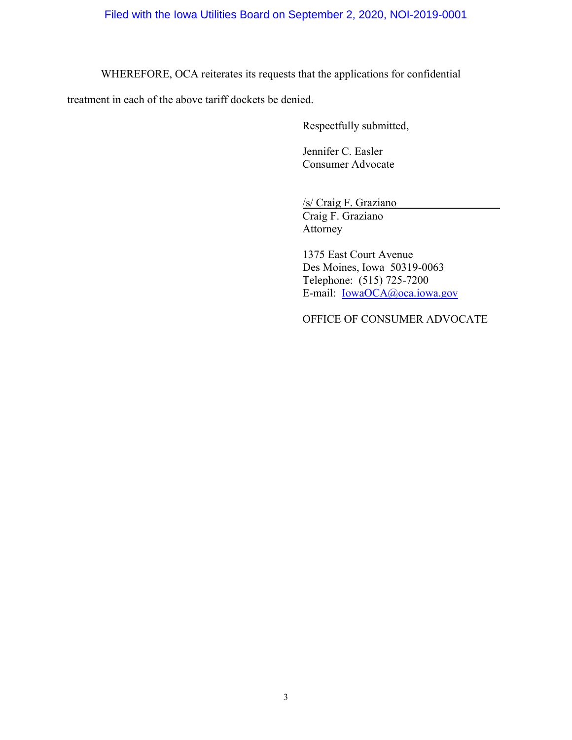WHEREFORE, OCA reiterates its requests that the applications for confidential treatment in each of the above tariff dockets be denied.

Respectfully submitted,

Jennifer C. Easler
Consumer Advocate

/s/ Craig F. Graziano
Craig F. Graziano
Attorney

1375 East Court Avenue
Des Moines, Iowa 50319-0063
Telephone: (515) 725-7200
E-mail: IowaOCA@oca.iowa.gov

OFFICE OF CONSUMER ADVOCATE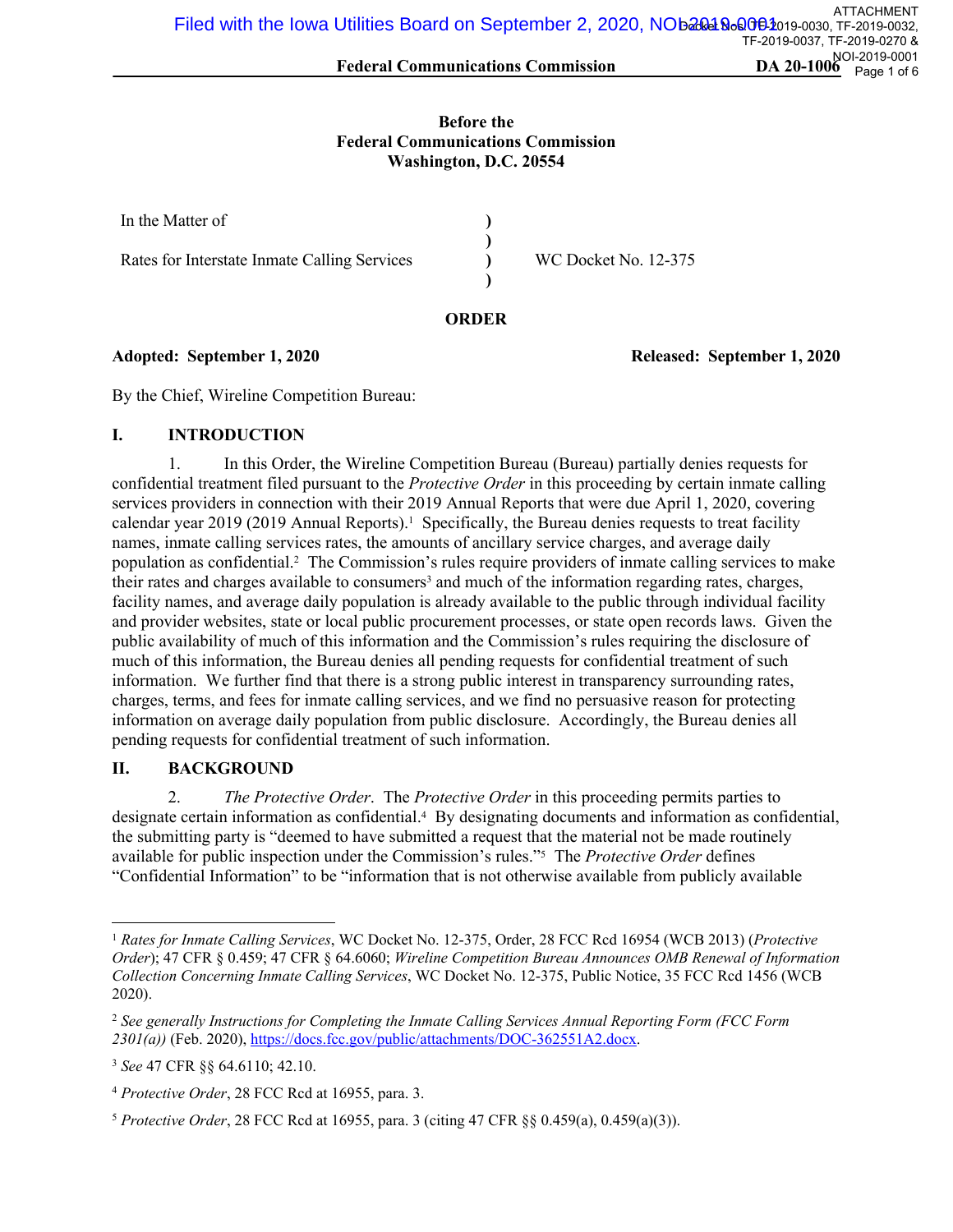Before the
Federal Communications Commission
Washington, D.C. 20554

| | | |
|---|---|---|
| In the Matter of | ) | |
| | ) | |
| Rates for Interstate Inmate Calling Services | ) | WC Docket No. 12-375 |
| | ) | |

**ORDER**

**Adopted: September 1, 2020** **Released: September 1, 2020**

By the Chief, Wireline Competition Bureau:

## I. INTRODUCTION

1. In this Order, the Wireline Competition Bureau (Bureau) partially denies requests for confidential treatment filed pursuant to the *Protective Order* in this proceeding by certain inmate calling services providers in connection with their 2019 Annual Reports that were due April 1, 2020, covering calendar year 2019 (2019 Annual Reports).[1] Specifically, the Bureau denies requests to treat facility names, inmate calling services rates, the amounts of ancillary service charges, and average daily population as confidential.[2] The Commission's rules require providers of inmate calling services to make their rates and charges available to consumers[3] and much of the information regarding rates, charges, facility names, and average daily population is already available to the public through individual facility and provider websites, state or local public procurement processes, or state open records laws. Given the public availability of much of this information and the Commission's rules requiring the disclosure of much of this information, the Bureau denies all pending requests for confidential treatment of such information. We further find that there is a strong public interest in transparency surrounding rates, charges, terms, and fees for inmate calling services, and we find no persuasive reason for protecting information on average daily population from public disclosure. Accordingly, the Bureau denies all pending requests for confidential treatment of such information.

## II. BACKGROUND

2. *The Protective Order*. The *Protective Order* in this proceeding permits parties to designate certain information as confidential.[4] By designating documents and information as confidential, the submitting party is "deemed to have submitted a request that the material not be made routinely available for public inspection under the Commission's rules."[5] The *Protective Order* defines "Confidential Information" to be "information that is not otherwise available from publicly available

---

[1] *Rates for Inmate Calling Services*, WC Docket No. 12-375, Order, 28 FCC Rcd 16954 (WCB 2013) (*Protective Order*); 47 CFR § 0.459; 47 CFR § 64.6060; *Wireline Competition Bureau Announces OMB Renewal of Information Collection Concerning Inmate Calling Services*, WC Docket No. 12-375, Public Notice, 35 FCC Rcd 1456 (WCB 2020).

[2] *See generally Instructions for Completing the Inmate Calling Services Annual Reporting Form (FCC Form 2301(a))* (Feb. 2020), https://docs.fcc.gov/public/attachments/DOC-362551A2.docx.

[3] *See* 47 CFR §§ 64.6110; 42.10.

[4] *Protective Order*, 28 FCC Rcd at 16955, para. 3.

[5] *Protective Order*, 28 FCC Rcd at 16955, para. 3 (citing 47 CFR §§ 0.459(a), 0.459(a)(3)).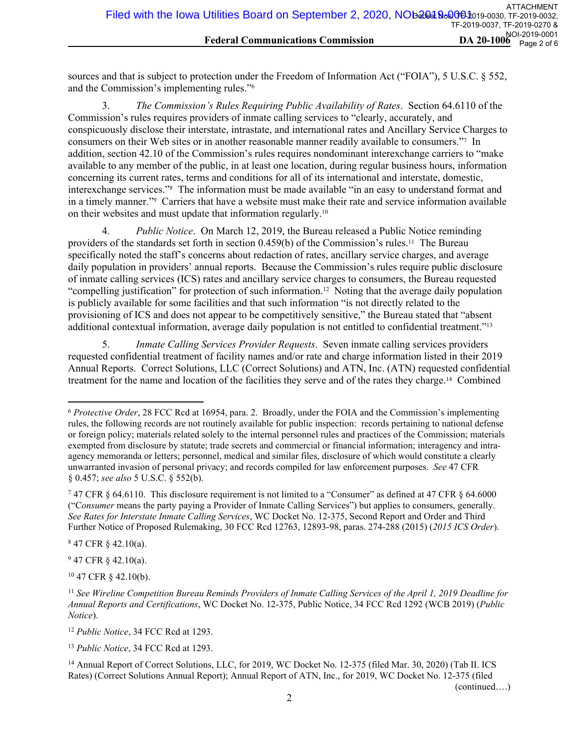sources and that is subject to protection under the Freedom of Information Act ("FOIA"), 5 U.S.C. § 552, and the Commission's implementing rules."[6]

3. *The Commission's Rules Requiring Public Availability of Rates*. Section 64.6110 of the Commission's rules requires providers of inmate calling services to "clearly, accurately, and conspicuously disclose their interstate, intrastate, and international rates and Ancillary Service Charges to consumers on their Web sites or in another reasonable manner readily available to consumers."[7] In addition, section 42.10 of the Commission's rules requires nondominant interexchange carriers to "make available to any member of the public, in at least one location, during regular business hours, information concerning its current rates, terms and conditions for all of its international and interstate, domestic, interexchange services."[8] The information must be made available "in an easy to understand format and in a timely manner."[9] Carriers that have a website must make their rate and service information available on their websites and must update that information regularly.[10]

4. *Public Notice*. On March 12, 2019, the Bureau released a Public Notice reminding providers of the standards set forth in section 0.459(b) of the Commission's rules.[11] The Bureau specifically noted the staff's concerns about redaction of rates, ancillary service charges, and average daily population in providers' annual reports. Because the Commission's rules require public disclosure of inmate calling services (ICS) rates and ancillary service charges to consumers, the Bureau requested "compelling justification" for protection of such information.[12] Noting that the average daily population is publicly available for some facilities and that such information "is not directly related to the provisioning of ICS and does not appear to be competitively sensitive," the Bureau stated that "absent additional contextual information, average daily population is not entitled to confidential treatment."[13]

5. *Inmate Calling Services Provider Requests*. Seven inmate calling services providers requested confidential treatment of facility names and/or rate and charge information listed in their 2019 Annual Reports. Correct Solutions, LLC (Correct Solutions) and ATN, Inc. (ATN) requested confidential treatment for the name and location of the facilities they serve and of the rates they charge.[14] Combined

---

[6] *Protective Order*, 28 FCC Rcd at 16954, para. 2. Broadly, under the FOIA and the Commission's implementing rules, the following records are not routinely available for public inspection: records pertaining to national defense or foreign policy; materials related solely to the internal personnel rules and practices of the Commission; materials exempted from disclosure by statute; trade secrets and commercial or financial information; interagency and intra-agency memoranda or letters; personnel, medical and similar files, disclosure of which would constitute a clearly unwarranted invasion of personal privacy; and records compiled for law enforcement purposes. *See* 47 CFR § 0.457; *see also* 5 U.S.C. § 552(b).

[7] 47 CFR § 64.6110. This disclosure requirement is not limited to a "Consumer" as defined at 47 CFR § 64.6000 ("C*onsumer* means the party paying a Provider of Inmate Calling Services") but applies to consumers, generally. *See Rates for Interstate Inmate Calling Services*, WC Docket No. 12-375, Second Report and Order and Third Further Notice of Proposed Rulemaking, 30 FCC Rcd 12763, 12893-98, paras. 274-288 (2015) (*2015 ICS Order*).

[8] 47 CFR § 42.10(a).

[9] 47 CFR § 42.10(a).

[10] 47 CFR § 42.10(b).

[11] *See Wireline Competition Bureau Reminds Providers of Inmate Calling Services of the April 1, 2019 Deadline for Annual Reports and Certifications*, WC Docket No. 12-375, Public Notice, 34 FCC Rcd 1292 (WCB 2019) (*Public Notice*).

[12] *Public Notice*, 34 FCC Rcd at 1293.

[13] *Public Notice*, 34 FCC Rcd at 1293.

[14] Annual Report of Correct Solutions, LLC, for 2019, WC Docket No. 12-375 (filed Mar. 30, 2020) (Tab II. ICS Rates) (Correct Solutions Annual Report); Annual Report of ATN, Inc., for 2019, WC Docket No. 12-375 (filed

(continued….)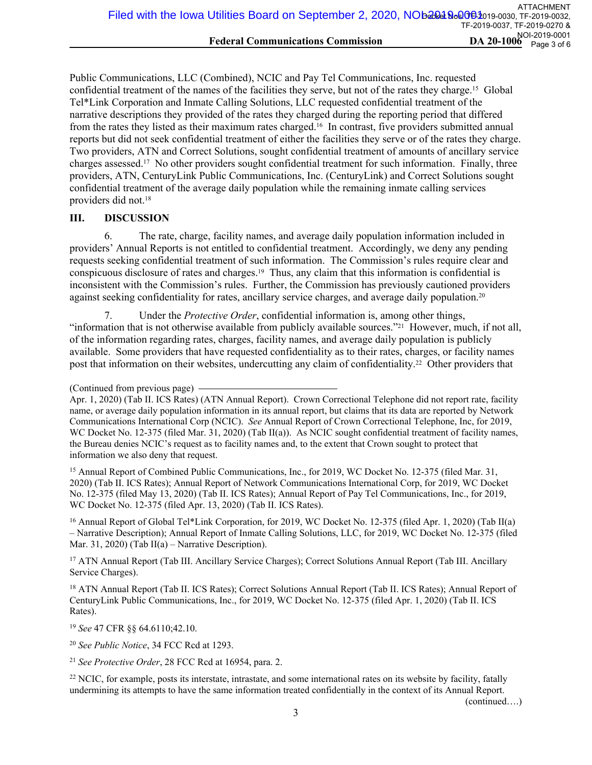Public Communications, LLC (Combined), NCIC and Pay Tel Communications, Inc. requested confidential treatment of the names of the facilities they serve, but not of the rates they charge.[15] Global Tel*Link Corporation and Inmate Calling Solutions, LLC requested confidential treatment of the narrative descriptions they provided of the rates they charged during the reporting period that differed from the rates they listed as their maximum rates charged.[16] In contrast, five providers submitted annual reports but did not seek confidential treatment of either the facilities they serve or of the rates they charge. Two providers, ATN and Correct Solutions, sought confidential treatment of amounts of ancillary service charges assessed.[17] No other providers sought confidential treatment for such information. Finally, three providers, ATN, CenturyLink Public Communications, Inc. (CenturyLink) and Correct Solutions sought confidential treatment of the average daily population while the remaining inmate calling services providers did not.[18]

## III. DISCUSSION

6. The rate, charge, facility names, and average daily population information included in providers' Annual Reports is not entitled to confidential treatment. Accordingly, we deny any pending requests seeking confidential treatment of such information. The Commission's rules require clear and conspicuous disclosure of rates and charges.[19] Thus, any claim that this information is confidential is inconsistent with the Commission's rules. Further, the Commission has previously cautioned providers against seeking confidentiality for rates, ancillary service charges, and average daily population.[20]

7. Under the *Protective Order*, confidential information is, among other things, "information that is not otherwise available from publicly available sources."[21] However, much, if not all, of the information regarding rates, charges, facility names, and average daily population is publicly available. Some providers that have requested confidentiality as to their rates, charges, or facility names post that information on their websites, undercutting any claim of confidentiality.[22] Other providers that

(Continued from previous page)

Apr. 1, 2020) (Tab II. ICS Rates) (ATN Annual Report). Crown Correctional Telephone did not report rate, facility name, or average daily population information in its annual report, but claims that its data are reported by Network Communications International Corp (NCIC). *See* Annual Report of Crown Correctional Telephone, Inc, for 2019, WC Docket No. 12-375 (filed Mar. 31, 2020) (Tab II(a)). As NCIC sought confidential treatment of facility names, the Bureau denies NCIC's request as to facility names and, to the extent that Crown sought to protect that information we also deny that request.

[15] Annual Report of Combined Public Communications, Inc., for 2019, WC Docket No. 12-375 (filed Mar. 31, 2020) (Tab II. ICS Rates); Annual Report of Network Communications International Corp, for 2019, WC Docket No. 12-375 (filed May 13, 2020) (Tab II. ICS Rates); Annual Report of Pay Tel Communications, Inc., for 2019, WC Docket No. 12-375 (filed Apr. 13, 2020) (Tab II. ICS Rates).

[16] Annual Report of Global Tel*Link Corporation, for 2019, WC Docket No. 12-375 (filed Apr. 1, 2020) (Tab II(a) – Narrative Description); Annual Report of Inmate Calling Solutions, LLC, for 2019, WC Docket No. 12-375 (filed Mar. 31, 2020) (Tab II(a) – Narrative Description).

[17] ATN Annual Report (Tab III. Ancillary Service Charges); Correct Solutions Annual Report (Tab III. Ancillary Service Charges).

[18] ATN Annual Report (Tab II. ICS Rates); Correct Solutions Annual Report (Tab II. ICS Rates); Annual Report of CenturyLink Public Communications, Inc., for 2019, WC Docket No. 12-375 (filed Apr. 1, 2020) (Tab II. ICS Rates).

[19] *See* 47 CFR §§ 64.6110;42.10.

[20] *See Public Notice*, 34 FCC Rcd at 1293.

[21] *See Protective Order*, 28 FCC Rcd at 16954, para. 2.

[22] NCIC, for example, posts its interstate, intrastate, and some international rates on its website by facility, fatally undermining its attempts to have the same information treated confidentially in the context of its Annual Report.

(continued….)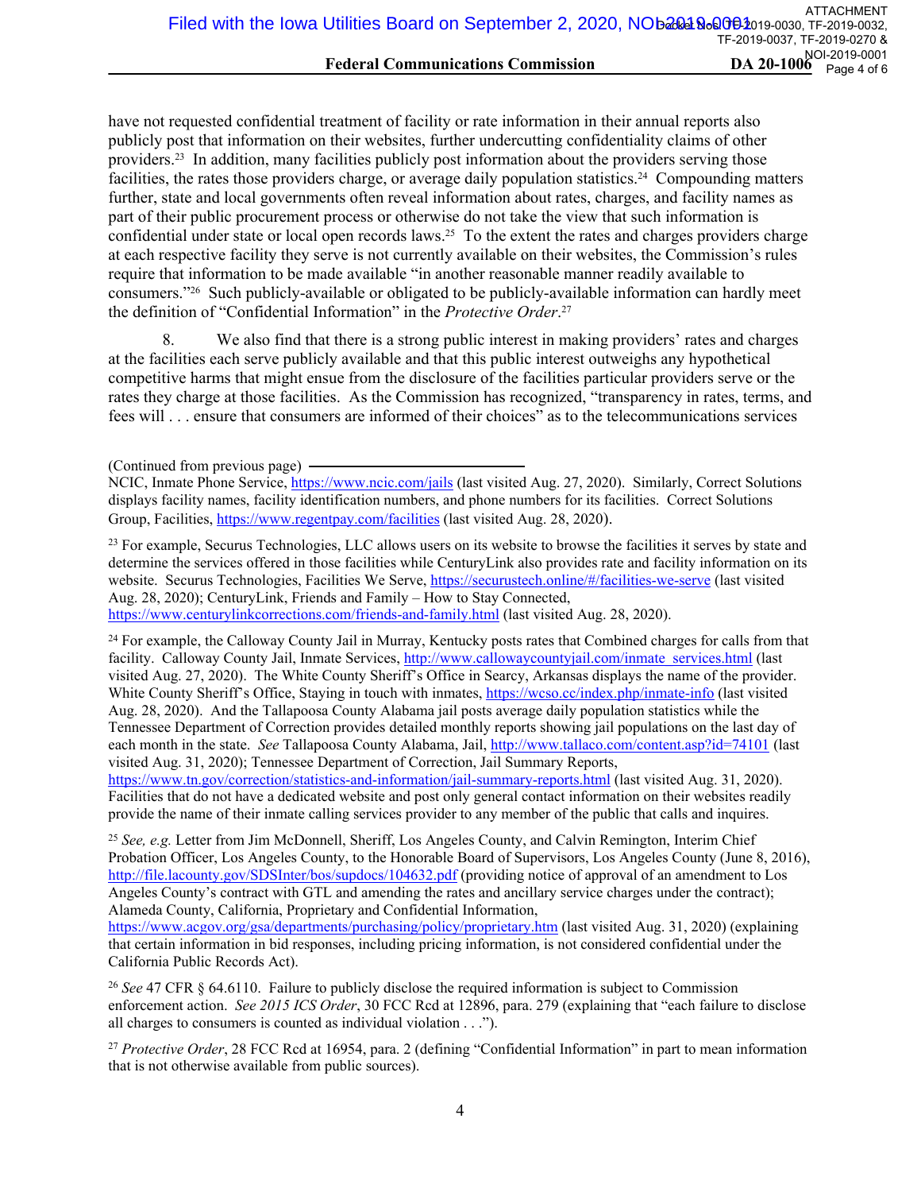have not requested confidential treatment of facility or rate information in their annual reports also publicly post that information on their websites, further undercutting confidentiality claims of other providers.[23] In addition, many facilities publicly post information about the providers serving those facilities, the rates those providers charge, or average daily population statistics.[24] Compounding matters further, state and local governments often reveal information about rates, charges, and facility names as part of their public procurement process or otherwise do not take the view that such information is confidential under state or local open records laws.[25] To the extent the rates and charges providers charge at each respective facility they serve is not currently available on their websites, the Commission's rules require that information to be made available "in another reasonable manner readily available to consumers."[26] Such publicly-available or obligated to be publicly-available information can hardly meet the definition of "Confidential Information" in the *Protective Order*.[27]

8. We also find that there is a strong public interest in making providers' rates and charges at the facilities each serve publicly available and that this public interest outweighs any hypothetical competitive harms that might ensue from the disclosure of the facilities particular providers serve or the rates they charge at those facilities. As the Commission has recognized, "transparency in rates, terms, and fees will . . . ensure that consumers are informed of their choices" as to the telecommunications services

(Continued from previous page)

NCIC, Inmate Phone Service, https://www.ncic.com/jails (last visited Aug. 27, 2020). Similarly, Correct Solutions displays facility names, facility identification numbers, and phone numbers for its facilities. Correct Solutions Group, Facilities, https://www.regentpay.com/facilities (last visited Aug. 28, 2020).

[23] For example, Securus Technologies, LLC allows users on its website to browse the facilities it serves by state and determine the services offered in those facilities while CenturyLink also provides rate and facility information on its website. Securus Technologies, Facilities We Serve, https://securustech.online/#/facilities-we-serve (last visited Aug. 28, 2020); CenturyLink, Friends and Family – How to Stay Connected, https://www.centurylinkcorrections.com/friends-and-family.html (last visited Aug. 28, 2020).

[24] For example, the Calloway County Jail in Murray, Kentucky posts rates that Combined charges for calls from that facility. Calloway County Jail, Inmate Services, http://www.callowaycountyjail.com/inmate_services.html (last visited Aug. 27, 2020). The White County Sheriff's Office in Searcy, Arkansas displays the name of the provider. White County Sheriff's Office, Staying in touch with inmates, https://wcso.cc/index.php/inmate-info (last visited Aug. 28, 2020). And the Tallapoosa County Alabama jail posts average daily population statistics while the Tennessee Department of Correction provides detailed monthly reports showing jail populations on the last day of each month in the state. *See* Tallapoosa County Alabama, Jail, http://www.tallaco.com/content.asp?id=74101 (last visited Aug. 31, 2020); Tennessee Department of Correction, Jail Summary Reports, https://www.tn.gov/correction/statistics-and-information/jail-summary-reports.html (last visited Aug. 31, 2020). Facilities that do not have a dedicated website and post only general contact information on their websites readily provide the name of their inmate calling services provider to any member of the public that calls and inquires.

[25] *See, e.g.* Letter from Jim McDonnell, Sheriff, Los Angeles County, and Calvin Remington, Interim Chief Probation Officer, Los Angeles County, to the Honorable Board of Supervisors, Los Angeles County (June 8, 2016), http://file.lacounty.gov/SDSInter/bos/supdocs/104632.pdf (providing notice of approval of an amendment to Los Angeles County's contract with GTL and amending the rates and ancillary service charges under the contract); Alameda County, California, Proprietary and Confidential Information, https://www.acgov.org/gsa/departments/purchasing/policy/proprietary.htm (last visited Aug. 31, 2020) (explaining that certain information in bid responses, including pricing information, is not considered confidential under the California Public Records Act).

[26] *See* 47 CFR § 64.6110. Failure to publicly disclose the required information is subject to Commission enforcement action. *See 2015 ICS Order*, 30 FCC Rcd at 12896, para. 279 (explaining that "each failure to disclose all charges to consumers is counted as individual violation . . .").

[27] *Protective Order*, 28 FCC Rcd at 16954, para. 2 (defining "Confidential Information" in part to mean information that is not otherwise available from public sources).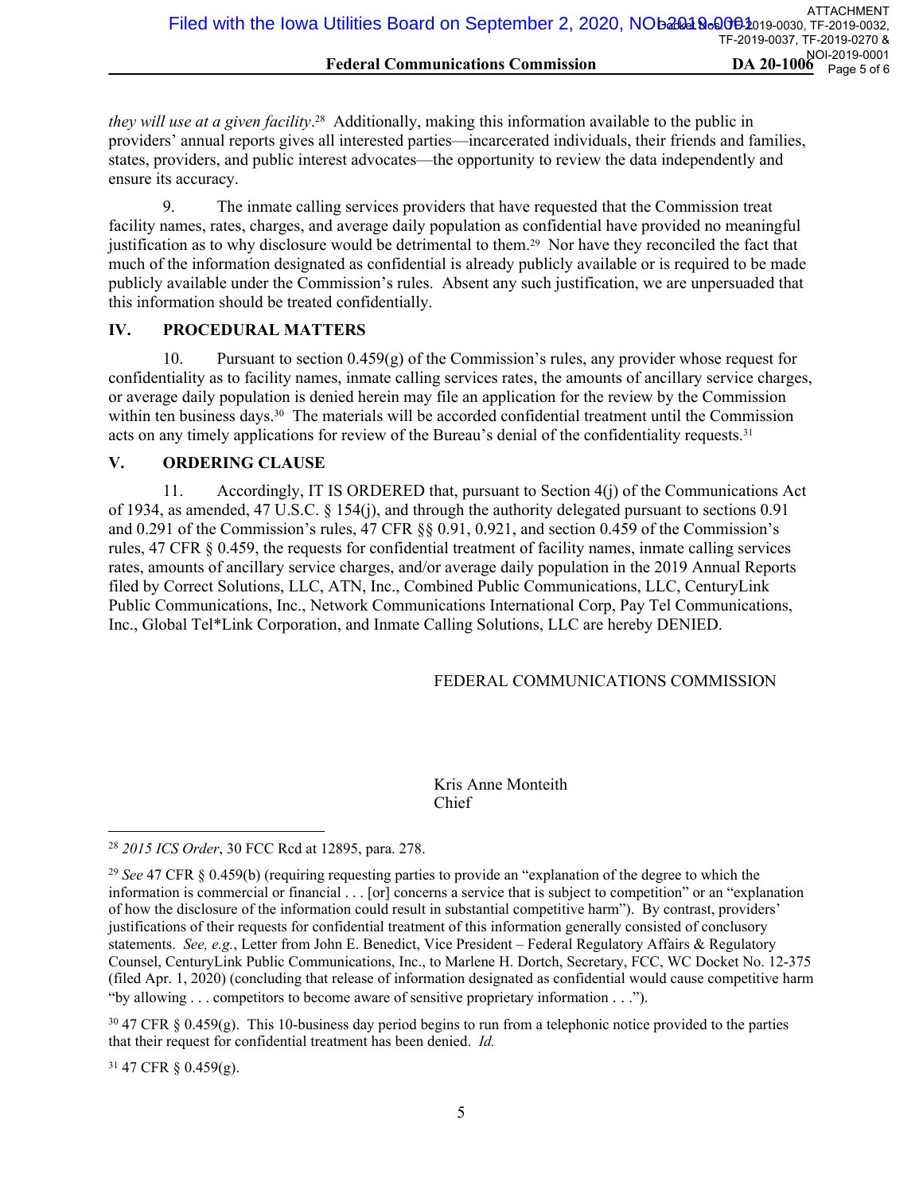*they will use at a given facility*.[28] Additionally, making this information available to the public in providers' annual reports gives all interested parties—incarcerated individuals, their friends and families, states, providers, and public interest advocates—the opportunity to review the data independently and ensure its accuracy.

9. The inmate calling services providers that have requested that the Commission treat facility names, rates, charges, and average daily population as confidential have provided no meaningful justification as to why disclosure would be detrimental to them.[29] Nor have they reconciled the fact that much of the information designated as confidential is already publicly available or is required to be made publicly available under the Commission's rules. Absent any such justification, we are unpersuaded that this information should be treated confidentially.

## IV. PROCEDURAL MATTERS

10. Pursuant to section 0.459(g) of the Commission's rules, any provider whose request for confidentiality as to facility names, inmate calling services rates, the amounts of ancillary service charges, or average daily population is denied herein may file an application for the review by the Commission within ten business days.[30] The materials will be accorded confidential treatment until the Commission acts on any timely applications for review of the Bureau's denial of the confidentiality requests.[31]

## V. ORDERING CLAUSE

11. Accordingly, IT IS ORDERED that, pursuant to Section 4(j) of the Communications Act of 1934, as amended, 47 U.S.C. § 154(j), and through the authority delegated pursuant to sections 0.91 and 0.291 of the Commission's rules, 47 CFR §§ 0.91, 0.921, and section 0.459 of the Commission's rules, 47 CFR § 0.459, the requests for confidential treatment of facility names, inmate calling services rates, amounts of ancillary service charges, and/or average daily population in the 2019 Annual Reports filed by Correct Solutions, LLC, ATN, Inc., Combined Public Communications, LLC, CenturyLink Public Communications, Inc., Network Communications International Corp, Pay Tel Communications, Inc., Global Tel*Link Corporation, and Inmate Calling Solutions, LLC are hereby DENIED.

FEDERAL COMMUNICATIONS COMMISSION

Kris Anne Monteith
Chief

---

[28] *2015 ICS Order*, 30 FCC Rcd at 12895, para. 278.

[29] *See* 47 CFR § 0.459(b) (requiring requesting parties to provide an "explanation of the degree to which the information is commercial or financial . . . [or] concerns a service that is subject to competition" or an "explanation of how the disclosure of the information could result in substantial competitive harm"). By contrast, providers' justifications of their requests for confidential treatment of this information generally consisted of conclusory statements. *See, e.g.*, Letter from John E. Benedict, Vice President – Federal Regulatory Affairs & Regulatory Counsel, CenturyLink Public Communications, Inc., to Marlene H. Dortch, Secretary, FCC, WC Docket No. 12-375 (filed Apr. 1, 2020) (concluding that release of information designated as confidential would cause competitive harm "by allowing . . . competitors to become aware of sensitive proprietary information . . .").

[30] 47 CFR § 0.459(g). This 10-business day period begins to run from a telephonic notice provided to the parties that their request for confidential treatment has been denied. *Id.*

[31] 47 CFR § 0.459(g).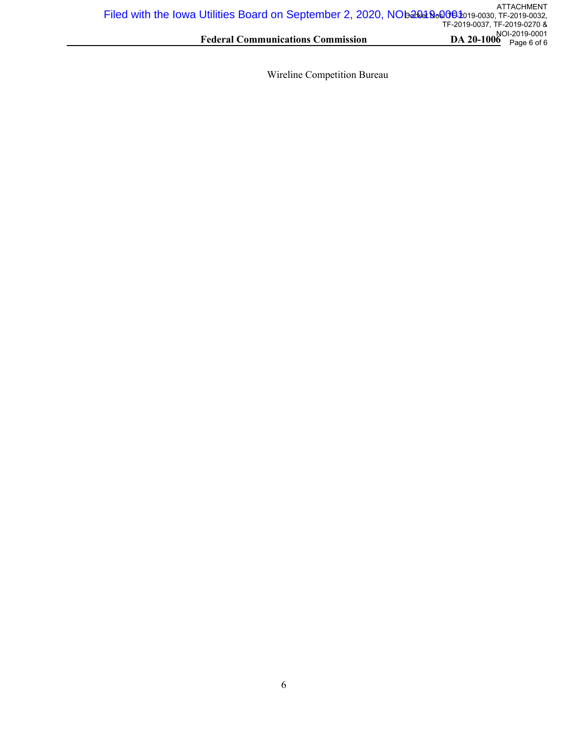Wireline Competition Bureau